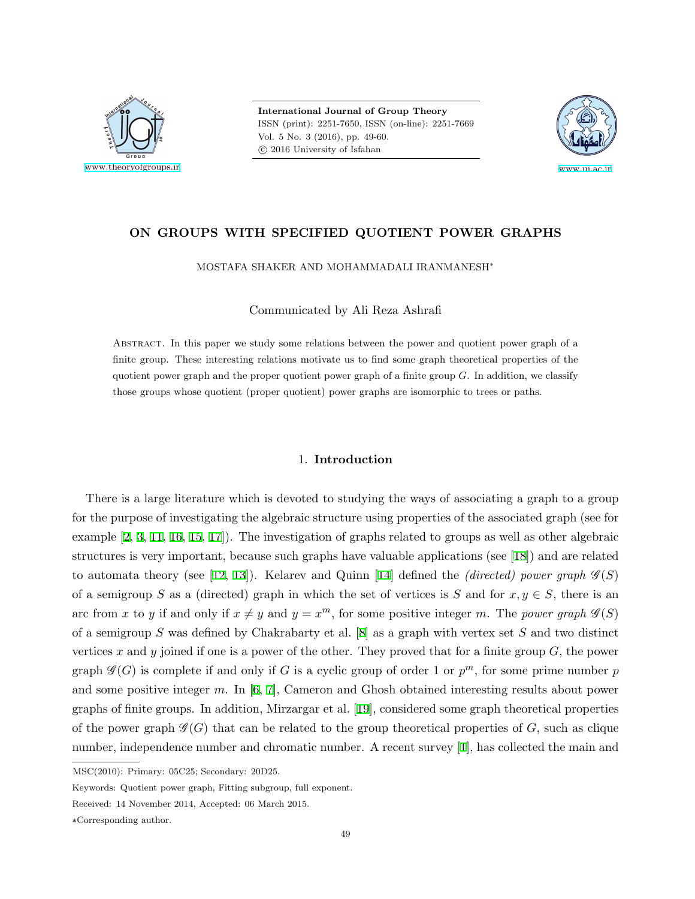# ON GROUPS WITH SPECIFIED QUOTIENT POWER GRAPHS

MOSTAFA SHAKER AND MOHAMMADALI IRANMANESH*

Communicated by Ali Reza Ashrafi

Abstract. In this paper we study some relations between the power and quotient power graph of a finite group. These interesting relations motivate us to find some graph theoretical properties of the quotient power graph and the proper quotient power graph of a finite group $G$. In addition, we classify those groups whose quotient (proper quotient) power graphs are isomorphic to trees or paths.

## 1. Introduction

There is a large literature which is devoted to studying the ways of associating a graph to a group for the purpose of investigating the algebraic structure using properties of the associated graph (see for example [2, 3, 11, 16, 15, 17]). The investigation of graphs related to groups as well as other algebraic structures is very important, because such graphs have valuable applications (see [18]) and are related to automata theory (see [12, 13]). Kelarev and Quinn [14] defined the *(directed) power graph* $\mathscr{G}(S)$ of a semigroup $S$ as a (directed) graph in which the set of vertices is $S$ and for $x, y \in S$, there is an arc from $x$ to $y$ if and only if $x \neq y$ and $y = x^m$, for some positive integer $m$. The *power graph* $\mathscr{G}(S)$ of a semigroup $S$ was defined by Chakrabarty et al. [8] as a graph with vertex set $S$ and two distinct vertices $x$ and $y$ joined if one is a power of the other. They proved that for a finite group $G$, the power graph $\mathscr{G}(G)$ is complete if and only if $G$ is a cyclic group of order 1 or $p^m$, for some prime number $p$ and some positive integer $m$. In [6, 7], Cameron and Ghosh obtained interesting results about power graphs of finite groups. In addition, Mirzargar et al. [19], considered some graph theoretical properties of the power graph $\mathscr{G}(G)$ that can be related to the group theoretical properties of $G$, such as clique number, independence number and chromatic number. A recent survey [1], has collected the main and

MSC(2010): Primary: 05C25; Secondary: 20D25.

Keywords: Quotient power graph, Fitting subgroup, full exponent.

Received: 14 November 2014, Accepted: 06 March 2015.

*Corresponding author.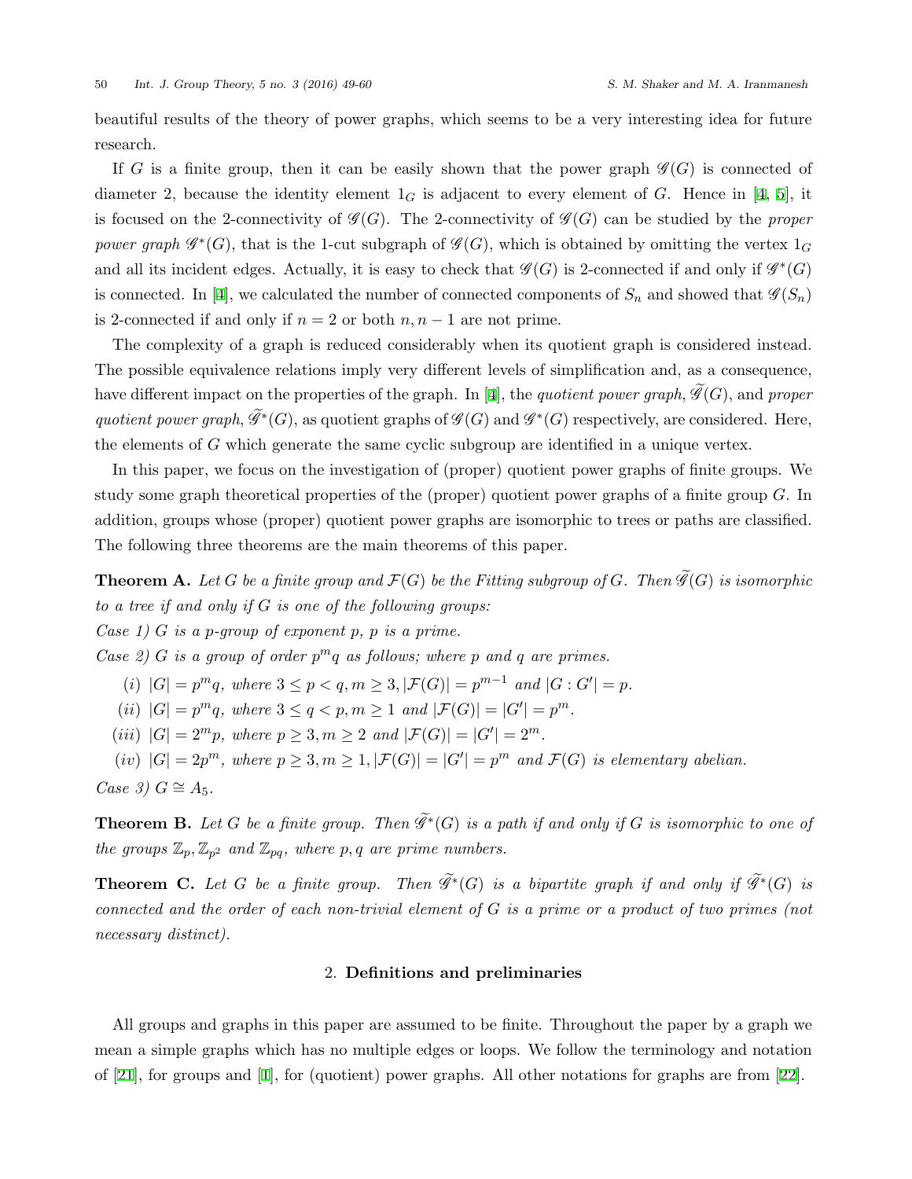beautiful results of the theory of power graphs, which seems to be a very interesting idea for future research.

If $G$ is a finite group, then it can be easily shown that the power graph $\mathscr{G}(G)$ is connected of diameter 2, because the identity element $1_G$ is adjacent to every element of $G$. Hence in [4, 5], it is focused on the 2-connectivity of $\mathscr{G}(G)$. The 2-connectivity of $\mathscr{G}(G)$ can be studied by the *proper power graph* $\mathscr{G}^*(G)$, that is the 1-cut subgraph of $\mathscr{G}(G)$, which is obtained by omitting the vertex $1_G$ and all its incident edges. Actually, it is easy to check that $\mathscr{G}(G)$ is 2-connected if and only if $\mathscr{G}^*(G)$ is connected. In [4], we calculated the number of connected components of $S_n$ and showed that $\mathscr{G}(S_n)$ is 2-connected if and only if $n = 2$ or both $n, n-1$ are not prime.

The complexity of a graph is reduced considerably when its quotient graph is considered instead. The possible equivalence relations imply very different levels of simplification and, as a consequence, have different impact on the properties of the graph. In [4], the *quotient power graph*, $\widetilde{\mathscr{G}}(G)$, and *proper quotient power graph*, $\widetilde{\mathscr{G}}^*(G)$, as quotient graphs of $\mathscr{G}(G)$ and $\mathscr{G}^*(G)$ respectively, are considered. Here, the elements of $G$ which generate the same cyclic subgroup are identified in a unique vertex.

In this paper, we focus on the investigation of (proper) quotient power graphs of finite groups. We study some graph theoretical properties of the (proper) quotient power graphs of a finite group $G$. In addition, groups whose (proper) quotient power graphs are isomorphic to trees or paths are classified. The following three theorems are the main theorems of this paper.

**Theorem A.** *Let $G$ be a finite group and $\mathcal{F}(G)$ be the Fitting subgroup of $G$. Then $\widetilde{\mathscr{G}}(G)$ is isomorphic to a tree if and only if $G$ is one of the following groups:*

*Case 1) $G$ is a $p$-group of exponent $p$, $p$ is a prime.*

*Case 2) $G$ is a group of order $p^m q$ as follows; where $p$ and $q$ are primes.*

- (i) $|G| = p^m q$, *where* $3 \leq p < q, m \geq 3, |\mathcal{F}(G)| = p^{m-1}$ *and* $|G : G'| = p$.
- (ii) $|G| = p^m q$, *where* $3 \leq q < p, m \geq 1$ *and* $|\mathcal{F}(G)| = |G'| = p^m$.
- (iii) $|G| = 2^m p$, *where* $p \geq 3, m \geq 2$ *and* $|\mathcal{F}(G)| = |G'| = 2^m$.
- (iv) $|G| = 2p^m$, *where* $p \geq 3, m \geq 1, |\mathcal{F}(G)| = |G'| = p^m$ *and* $\mathcal{F}(G)$ *is elementary abelian.*

*Case 3) $G \cong A_5$.*

**Theorem B.** *Let $G$ be a finite group. Then $\widetilde{\mathscr{G}}^*(G)$ is a path if and only if $G$ is isomorphic to one of the groups $\mathbb{Z}_p, \mathbb{Z}_{p^2}$ and $\mathbb{Z}_{pq}$, where $p, q$ are prime numbers.*

**Theorem C.** *Let $G$ be a finite group. Then $\widetilde{\mathscr{G}}^*(G)$ is a bipartite graph if and only if $\widetilde{\mathscr{G}}^*(G)$ is connected and the order of each non-trivial element of $G$ is a prime or a product of two primes (not necessary distinct).*

## 2. Definitions and preliminaries

All groups and graphs in this paper are assumed to be finite. Throughout the paper by a graph we mean a simple graphs which has no multiple edges or loops. We follow the terminology and notation of [21], for groups and [1], for (quotient) power graphs. All other notations for graphs are from [22].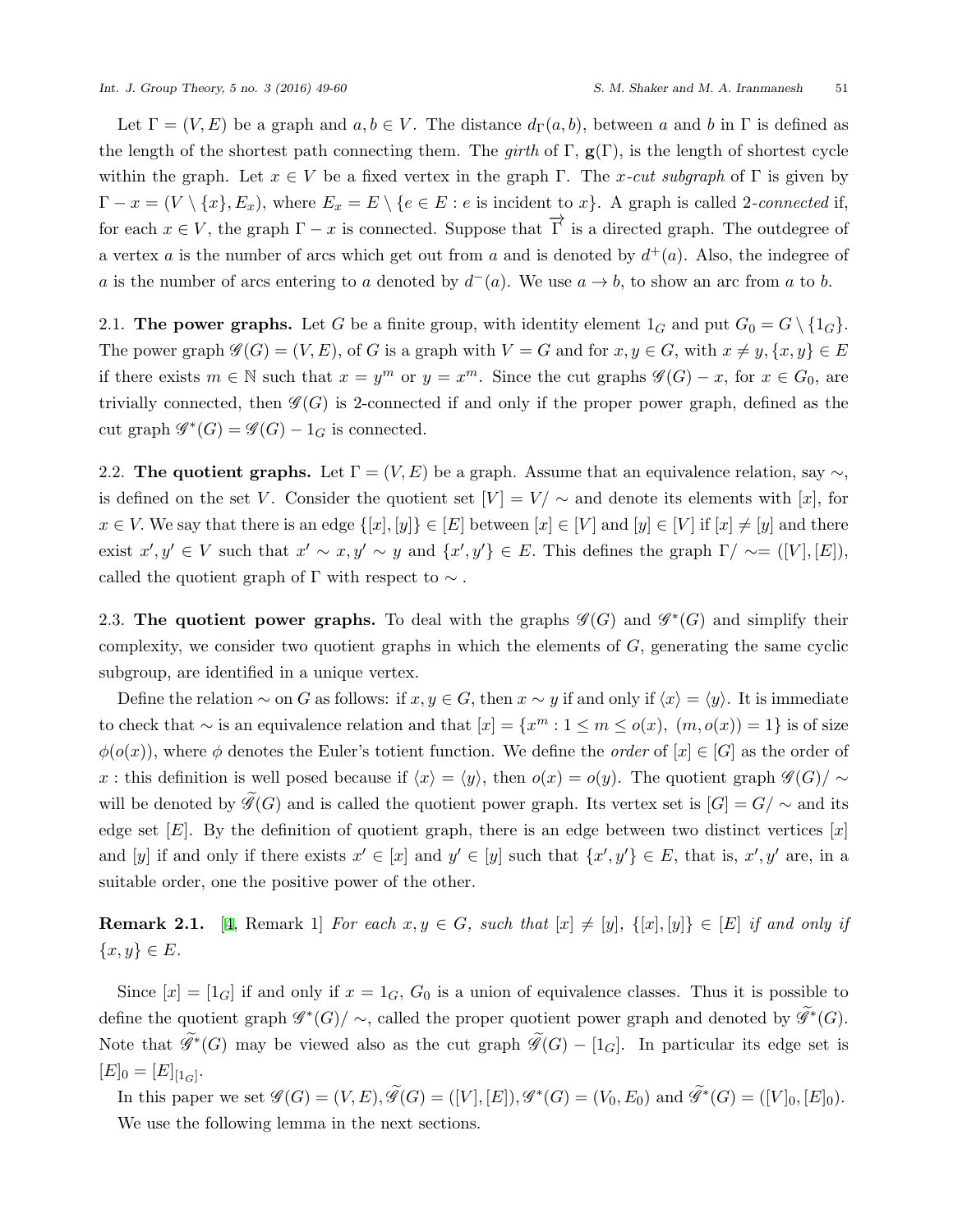Let $\Gamma = (V, E)$ be a graph and $a, b \in V$. The distance $d_\Gamma(a, b)$, between $a$ and $b$ in $\Gamma$ is defined as the length of the shortest path connecting them. The *girth* of $\Gamma$, $\mathbf{g}(\Gamma)$, is the length of shortest cycle within the graph. Let $x \in V$ be a fixed vertex in the graph $\Gamma$. The *x-cut subgraph* of $\Gamma$ is given by $\Gamma - x = (V \setminus \{x\}, E_x)$, where $E_x = E \setminus \{e \in E : e \text{ is incident to } x\}$. A graph is called 2-*connected* if, for each $x \in V$, the graph $\Gamma - x$ is connected. Suppose that $\overrightarrow{\Gamma}$ is a directed graph. The outdegree of a vertex $a$ is the number of arcs which get out from $a$ and is denoted by $d^+(a)$. Also, the indegree of $a$ is the number of arcs entering to $a$ denoted by $d^-(a)$. We use $a \to b$, to show an arc from $a$ to $b$.

2.1. **The power graphs.** Let $G$ be a finite group, with identity element $1_G$ and put $G_0 = G \setminus \{1_G\}$. The power graph $\mathscr{G}(G) = (V, E)$, of $G$ is a graph with $V = G$ and for $x, y \in G$, with $x \neq y$, $\{x, y\} \in E$ if there exists $m \in \mathbb{N}$ such that $x = y^m$ or $y = x^m$. Since the cut graphs $\mathscr{G}(G) - x$, for $x \in G_0$, are trivially connected, then $\mathscr{G}(G)$ is 2-connected if and only if the proper power graph, defined as the cut graph $\mathscr{G}^*(G) = \mathscr{G}(G) - 1_G$ is connected.

2.2. **The quotient graphs.** Let $\Gamma = (V, E)$ be a graph. Assume that an equivalence relation, say $\sim$, is defined on the set $V$. Consider the quotient set $[V] = V/\sim$ and denote its elements with $[x]$, for $x \in V$. We say that there is an edge $\{[x], [y]\} \in [E]$ between $[x] \in [V]$ and $[y] \in [V]$ if $[x] \neq [y]$ and there exist $x', y' \in V$ such that $x' \sim x, y' \sim y$ and $\{x', y'\} \in E$. This defines the graph $\Gamma/\sim = ([V], [E])$, called the quotient graph of $\Gamma$ with respect to $\sim$.

2.3. **The quotient power graphs.** To deal with the graphs $\mathscr{G}(G)$ and $\mathscr{G}^*(G)$ and simplify their complexity, we consider two quotient graphs in which the elements of $G$, generating the same cyclic subgroup, are identified in a unique vertex.

Define the relation $\sim$ on $G$ as follows: if $x, y \in G$, then $x \sim y$ if and only if $\langle x \rangle = \langle y \rangle$. It is immediate to check that $\sim$ is an equivalence relation and that $[x] = \{x^m : 1 \leq m \leq o(x),\ (m, o(x)) = 1\}$ is of size $\phi(o(x))$, where $\phi$ denotes the Euler's totient function. We define the *order* of $[x] \in [G]$ as the order of $x$ : this definition is well posed because if $\langle x \rangle = \langle y \rangle$, then $o(x) = o(y)$. The quotient graph $\mathscr{G}(G)/\sim$ will be denoted by $\widetilde{\mathscr{G}}(G)$ and is called the quotient power graph. Its vertex set is $[G] = G/\sim$ and its edge set $[E]$. By the definition of quotient graph, there is an edge between two distinct vertices $[x]$ and $[y]$ if and only if there exists $x' \in [x]$ and $y' \in [y]$ such that $\{x', y'\} \in E$, that is, $x', y'$ are, in a suitable order, one the positive power of the other.

**Remark 2.1.** [4, Remark 1] *For each $x, y \in G$, such that $[x] \neq [y]$, $\{[x], [y]\} \in [E]$ if and only if $\{x, y\} \in E$.*

Since $[x] = [1_G]$ if and only if $x = 1_G$, $G_0$ is a union of equivalence classes. Thus it is possible to define the quotient graph $\mathscr{G}^*(G)/\sim$, called the proper quotient power graph and denoted by $\widetilde{\mathscr{G}}^*(G)$. Note that $\widetilde{\mathscr{G}}^*(G)$ may be viewed also as the cut graph $\widetilde{\mathscr{G}}(G) - [1_G]$. In particular its edge set is $[E]_0 = [E]_{[1_G]}$.

In this paper we set $\mathscr{G}(G) = (V, E), \widetilde{\mathscr{G}}(G) = ([V], [E]), \mathscr{G}^*(G) = (V_0, E_0)$ and $\widetilde{\mathscr{G}}^*(G) = ([V]_0, [E]_0)$.

We use the following lemma in the next sections.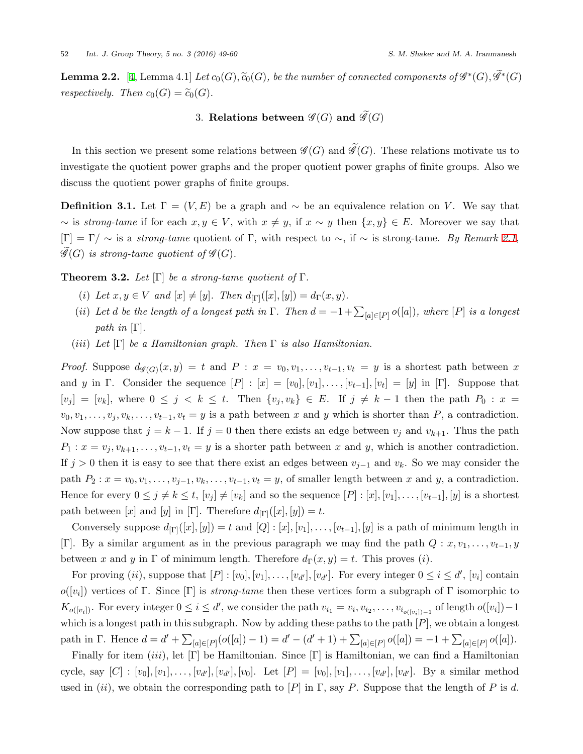**Lemma 2.2.** [4, Lemma 4.1] *Let $c_0(G), \widetilde{c}_0(G)$, be the number of connected components of $\mathscr{G}^*(G), \widetilde{\mathscr{G}}^*(G)$ respectively. Then $c_0(G) = \widetilde{c}_0(G)$.*

## 3. Relations between $\mathscr{G}(G)$ and $\widetilde{\mathscr{G}}(G)$

In this section we present some relations between $\mathscr{G}(G)$ and $\widetilde{\mathscr{G}}(G)$. These relations motivate us to investigate the quotient power graphs and the proper quotient power graphs of finite groups. Also we discuss the quotient power graphs of finite groups.

**Definition 3.1.** Let $\Gamma = (V, E)$ be a graph and $\sim$ be an equivalence relation on $V$. We say that $\sim$ is *strong-tame* if for each $x, y \in V$, with $x \neq y$, if $x \sim y$ then $\{x, y\} \in E$. Moreover we say that $[\Gamma] = \Gamma/\sim$ is a *strong-tame* quotient of $\Gamma$, with respect to $\sim$, if $\sim$ is strong-tame. *By Remark 2.1, $\widetilde{\mathscr{G}}(G)$ is strong-tame quotient of $\mathscr{G}(G)$.*

**Theorem 3.2.** *Let $[\Gamma]$ be a strong-tame quotient of $\Gamma$.*

- $(i)$ *Let $x, y \in V$ and $[x] \neq [y]$. Then $d_{[\Gamma]}([x],[y]) = d_{\Gamma}(x, y)$.*
- $(ii)$ *Let $d$ be the length of a longest path in $\Gamma$. Then $d = -1 + \sum_{[a]\in[P]} o([a])$, where $[P]$ is a longest path in $[\Gamma]$.*
- $(iii)$ *Let $[\Gamma]$ be a Hamiltonian graph. Then $\Gamma$ is also Hamiltonian.*

*Proof.* Suppose $d_{\mathscr{G}(G)}(x, y) = t$ and $P : x = v_0, v_1, \ldots, v_{t-1}, v_t = y$ is a shortest path between $x$ and $y$ in $\Gamma$. Consider the sequence $[P] : [x] = [v_0], [v_1], \ldots, [v_{t-1}], [v_t] = [y]$ in $[\Gamma]$. Suppose that $[v_j] = [v_k]$, where $0 \leq j < k \leq t$. Then $\{v_j, v_k\} \in E$. If $j \neq k-1$ then the path $P_0 : x = v_0, v_1, \ldots, v_j, v_k, \ldots, v_{t-1}, v_t = y$ is a path between $x$ and $y$ which is shorter than $P$, a contradiction. Now suppose that $j = k-1$. If $j = 0$ then there exists an edge between $v_j$ and $v_{k+1}$. Thus the path $P_1 : x = v_j, v_{k+1}, \ldots, v_{t-1}, v_t = y$ is a shorter path between $x$ and $y$, which is another contradiction. If $j > 0$ then it is easy to see that there exist an edges between $v_{j-1}$ and $v_k$. So we may consider the path $P_2 : x = v_0, v_1, \ldots, v_{j-1}, v_k, \ldots, v_{t-1}, v_t = y$, of smaller length between $x$ and $y$, a contradiction. Hence for every $0 \leq j \neq k \leq t$, $[v_j] \neq [v_k]$ and so the sequence $[P] : [x], [v_1], \ldots, [v_{t-1}], [y]$ is a shortest path between $[x]$ and $[y]$ in $[\Gamma]$. Therefore $d_{[\Gamma]}([x],[y]) = t$.

Conversely suppose $d_{[\Gamma]}([x],[y]) = t$ and $[Q] : [x], [v_1], \ldots, [v_{t-1}], [y]$ is a path of minimum length in $[\Gamma]$. By a similar argument as in the previous paragraph we may find the path $Q : x, v_1, \ldots, v_{t-1}, y$ between $x$ and $y$ in $\Gamma$ of minimum length. Therefore $d_{\Gamma}(x, y) = t$. This proves $(i)$.

For proving $(ii)$, suppose that $[P] : [v_0], [v_1], \ldots, [v_{d'}], [v_{d'}]$. For every integer $0 \leq i \leq d'$, $[v_i]$ contain $o([v_i])$ vertices of $\Gamma$. Since $[\Gamma]$ is *strong-tame* then these vertices form a subgraph of $\Gamma$ isomorphic to $K_{o([v_i])}$. For every integer $0 \leq i \leq d'$, we consider the path $v_{i_1} = v_i, v_{i_2}, \ldots, v_{i_{o([v_i])-1}}$ of length $o([v_i]) - 1$ which is a longest path in this subgraph. Now by adding these paths to the path $[P]$, we obtain a longest path in $\Gamma$. Hence $d = d' + \sum_{[a]\in[P]}(o([a]) - 1) = d' - (d'+1) + \sum_{[a]\in[P]} o([a]) = -1 + \sum_{[a]\in[P]} o([a])$.

Finally for item $(iii)$, let $[\Gamma]$ be Hamiltonian. Since $[\Gamma]$ is Hamiltonian, we can find a Hamiltonian cycle, say $[C] : [v_0], [v_1], \ldots, [v_{d'}], [v_{d'}], [v_0]$. Let $[P] = [v_0], [v_1], \ldots, [v_{d'}], [v_{d'}]$. By a similar method used in $(ii)$, we obtain the corresponding path to $[P]$ in $\Gamma$, say $P$. Suppose that the length of $P$ is $d$.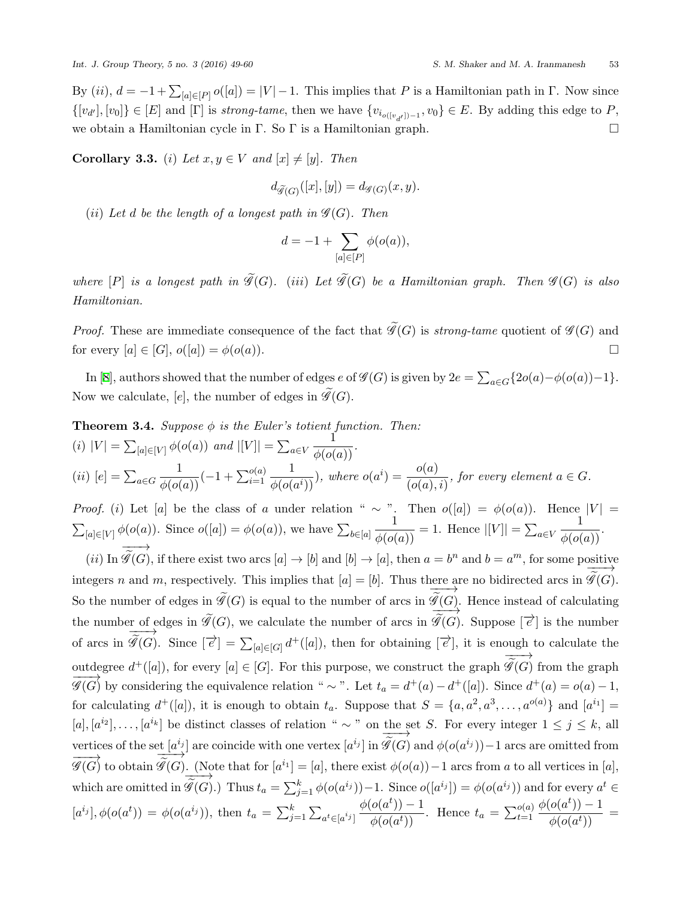By $(ii)$, $d = -1 + \sum_{[a]\in[P]} o([a]) = |V| - 1$. This implies that $P$ is a Hamiltonian path in $\Gamma$. Now since $\{[v_{d'}], [v_0]\} \in [E]$ and $[\Gamma]$ is *strong-tame*, then we have $\{v_{i_{o([v_{d'}])-1}}, v_0\} \in E$. By adding this edge to $P$, we obtain a Hamiltonian cycle in $\Gamma$. So $\Gamma$ is a Hamiltonian graph. $\square$

**Corollary 3.3.** *(i) Let $x, y \in V$ and $[x] \neq [y]$. Then*

$$d_{\widetilde{\mathscr{G}}(G)}([x],[y]) = d_{\mathscr{G}(G)}(x,y).$$

*(ii) Let $d$ be the length of a longest path in $\mathscr{G}(G)$. Then*

$$d = -1 + \sum_{[a]\in[P]} \phi(o(a)),$$

*where $[P]$ is a longest path in $\widetilde{\mathscr{G}}(G)$. (iii) Let $\widetilde{\mathscr{G}}(G)$ be a Hamiltonian graph. Then $\mathscr{G}(G)$ is also Hamiltonian.*

*Proof.* These are immediate consequence of the fact that $\widetilde{\mathscr{G}}(G)$ is *strong-tame* quotient of $\mathscr{G}(G)$ and for every $[a] \in [G]$, $o([a]) = \phi(o(a))$. $\square$

In [8], authors showed that the number of edges $e$ of $\mathscr{G}(G)$ is given by $2e = \sum_{a\in G}\{2o(a) - \phi(o(a)) - 1\}$. Now we calculate, $[e]$, the number of edges in $\widetilde{\mathscr{G}}(G)$.

**Theorem 3.4.** *Suppose $\phi$ is the Euler's totient function. Then:*
*(i) $|V| = \sum_{[a]\in[V]} \phi(o(a))$ and $|[V]| = \sum_{a\in V} \dfrac{1}{\phi(o(a))}$.*
*(ii) $[e] = \sum_{a\in G} \dfrac{1}{\phi(o(a))}(-1 + \sum_{i=1}^{o(a)} \dfrac{1}{\phi(o(a^i))})$, where $o(a^i) = \dfrac{o(a)}{(o(a), i)}$, for every element $a \in G$.*

*Proof.* (i) Let $[a]$ be the class of $a$ under relation " $\sim$ ". Then $o([a]) = \phi(o(a))$. Hence $|V| = \sum_{[a]\in[V]} \phi(o(a))$. Since $o([a]) = \phi(o(a))$, we have $\sum_{b\in[a]} \dfrac{1}{\phi(o(a))} = 1$. Hence $|[V]| = \sum_{a\in V} \dfrac{1}{\phi(o(a))}$.

(ii) In $\overrightarrow{\widetilde{\mathscr{G}}(G)}$, if there exist two arcs $[a] \to [b]$ and $[b] \to [a]$, then $a = b^n$ and $b = a^m$, for some positive integers $n$ and $m$, respectively. This implies that $[a] = [b]$. Thus there are no bidirected arcs in $\overrightarrow{\widetilde{\mathscr{G}}(G)}$. So the number of edges in $\widetilde{\mathscr{G}}(G)$ is equal to the number of arcs in $\overrightarrow{\widetilde{\mathscr{G}}(G)}$. Hence instead of calculating the number of edges in $\widetilde{\mathscr{G}}(G)$, we calculate the number of arcs in $\overrightarrow{\widetilde{\mathscr{G}}(G)}$. Suppose $[\overrightarrow{e}]$ is the number of arcs in $\overrightarrow{\widetilde{\mathscr{G}}(G)}$. Since $[\overrightarrow{e}] = \sum_{[a]\in[G]} d^+([a])$, then for obtaining $[\overrightarrow{e}]$, it is enough to calculate the outdegree $d^+([a])$, for every $[a] \in [G]$. For this purpose, we construct the graph $\overrightarrow{\widetilde{\mathscr{G}}(G)}$ from the graph $\overrightarrow{\mathscr{G}(G)}$ by considering the equivalence relation " $\sim$ ". Let $t_a = d^+(a) - d^+([a])$. Since $d^+(a) = o(a) - 1$, for calculating $d^+([a])$, it is enough to obtain $t_a$. Suppose that $S = \{a, a^2, a^3, \ldots, a^{o(a)}\}$ and $[a^{i_1}] = [a], [a^{i_2}], \ldots, [a^{i_k}]$ be distinct classes of relation " $\sim$ " on the set $S$. For every integer $1 \leq j \leq k$, all vertices of the set $[a^{i_j}]$ are coincide with one vertex $[a^{i_j}]$ in $\overrightarrow{\widetilde{\mathscr{G}}(G)}$ and $\phi(o(a^{i_j})) - 1$ arcs are omitted from $\overrightarrow{\mathscr{G}(G)}$ to obtain $\overrightarrow{\widetilde{\mathscr{G}}(G)}$. (Note that for $[a^{i_1}] = [a]$, there exist $\phi(o(a)) - 1$ arcs from $a$ to all vertices in $[a]$, which are omitted in $\overrightarrow{\widetilde{\mathscr{G}}(G)}$.) Thus $t_a = \sum_{j=1}^{k} \phi(o(a^{i_j})) - 1$. Since $o([a^{i_j}]) = \phi(o(a^{i_j}))$ and for every $a^t \in [a^{i_j}], \phi(o(a^t)) = \phi(o(a^{i_j}))$, then $t_a = \sum_{j=1}^{k} \sum_{a^t\in[a^{i_j}]} \dfrac{\phi(o(a^t)) - 1}{\phi(o(a^t))}$. Hence $t_a = \sum_{t=1}^{o(a)} \dfrac{\phi(o(a^t)) - 1}{\phi(o(a^t))} =$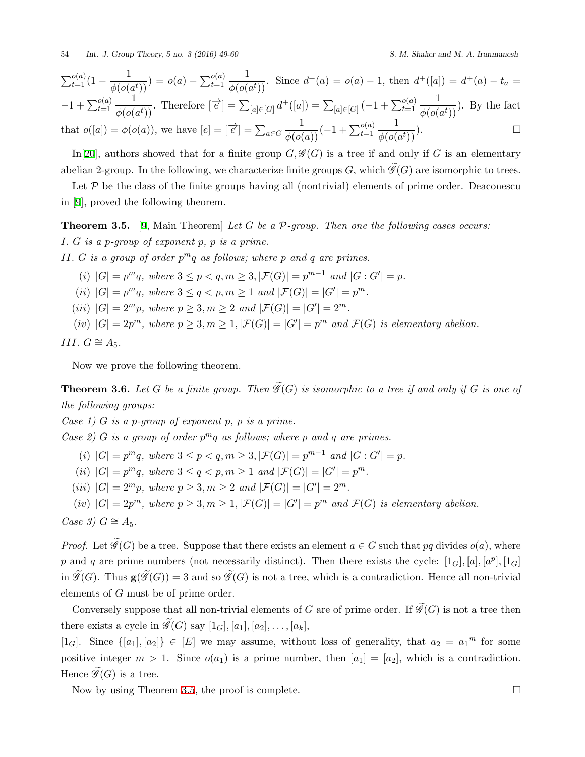$\sum_{t=1}^{o(a)}(1-\dfrac{1}{\phi(o(a^t))}) = o(a) - \sum_{t=1}^{o(a)}\dfrac{1}{\phi(o(a^t))}$. Since $d^+(a) = o(a)-1$, then $d^+([a]) = d^+(a) - t_a = -1+\sum_{t=1}^{o(a)}\dfrac{1}{\phi(o(a^t))}$. Therefore $[\overrightarrow{e}] = \sum_{[a]\in[G]} d^+([a]) = \sum_{[a]\in[G]}(-1+\sum_{t=1}^{o(a)}\dfrac{1}{\phi(o(a^t))})$. By the fact that $o([a]) = \phi(o(a))$, we have $[e] = [\overrightarrow{e}] = \sum_{a\in G}\dfrac{1}{\phi(o(a))}(-1+\sum_{t=1}^{o(a)}\dfrac{1}{\phi(o(a^t))})$. □

In[20], authors showed that for a finite group $G, \mathscr{G}(G)$ is a tree if and only if $G$ is an elementary abelian 2-group. In the following, we characterize finite groups $G$, which $\widetilde{\mathscr{G}}(G)$ are isomorphic to trees.

Let $\mathcal{P}$ be the class of the finite groups having all (nontrivial) elements of prime order. Deaconescu in [9], proved the following theorem.

**Theorem 3.5.** [9, Main Theorem] *Let $G$ be a $\mathcal{P}$-group. Then one the following cases occurs:*

*I. $G$ is a $p$-group of exponent $p$, $p$ is a prime.*

*II. $G$ is a group of order $p^mq$ as follows; where $p$ and $q$ are primes.*

- *(i) $|G| = p^mq$, where $3 \le p < q, m \ge 3, |\mathcal{F}(G)| = p^{m-1}$ and $|G : G'| = p$.*
- *(ii) $|G| = p^mq$, where $3 \le q < p, m \ge 1$ and $|\mathcal{F}(G)| = |G'| = p^m$.*
- *(iii) $|G| = 2^mp$, where $p \ge 3, m \ge 2$ and $|\mathcal{F}(G)| = |G'| = 2^m$.*
- *(iv) $|G| = 2p^m$, where $p \ge 3, m \ge 1, |\mathcal{F}(G)| = |G'| = p^m$ and $\mathcal{F}(G)$ is elementary abelian.*

*III. $G \cong A_5$.*

Now we prove the following theorem.

**Theorem 3.6.** *Let $G$ be a finite group. Then $\widetilde{\mathscr{G}}(G)$ is isomorphic to a tree if and only if $G$ is one of the following groups:*

*Case 1) $G$ is a $p$-group of exponent $p$, $p$ is a prime.*

*Case 2) $G$ is a group of order $p^mq$ as follows; where $p$ and $q$ are primes.*

- *(i) $|G| = p^mq$, where $3 \le p < q, m \ge 3, |\mathcal{F}(G)| = p^{m-1}$ and $|G : G'| = p$.*
- *(ii) $|G| = p^mq$, where $3 \le q < p, m \ge 1$ and $|\mathcal{F}(G)| = |G'| = p^m$.*
- *(iii) $|G| = 2^mp$, where $p \ge 3, m \ge 2$ and $|\mathcal{F}(G)| = |G'| = 2^m$.*
- *(iv) $|G| = 2p^m$, where $p \ge 3, m \ge 1, |\mathcal{F}(G)| = |G'| = p^m$ and $\mathcal{F}(G)$ is elementary abelian.*

*Case 3) $G \cong A_5$.*

*Proof.* Let $\widetilde{\mathscr{G}}(G)$ be a tree. Suppose that there exists an element $a \in G$ such that $pq$ divides $o(a)$, where $p$ and $q$ are prime numbers (not necessarily distinct). Then there exists the cycle: $[1_G], [a], [a^p], [1_G]$ in $\widetilde{\mathscr{G}}(G)$. Thus $\mathbf{g}(\widetilde{\mathscr{G}}(G)) = 3$ and so $\widetilde{\mathscr{G}}(G)$ is not a tree, which is a contradiction. Hence all non-trivial elements of $G$ must be of prime order.

Conversely suppose that all non-trivial elements of $G$ are of prime order. If $\widetilde{\mathscr{G}}(G)$ is not a tree then there exists a cycle in $\widetilde{\mathscr{G}}(G)$ say $[1_G], [a_1], [a_2], \ldots, [a_k]$, $[1_G]$. Since $\{[a_1], [a_2]\} \in [E]$ we may assume, without loss of generality, that $a_2 = {a_1}^m$ for some positive integer $m > 1$. Since $o(a_1)$ is a prime number, then $[a_1] = [a_2]$, which is a contradiction. Hence $\widetilde{\mathscr{G}}(G)$ is a tree.

Now by using Theorem 3.5, the proof is complete. □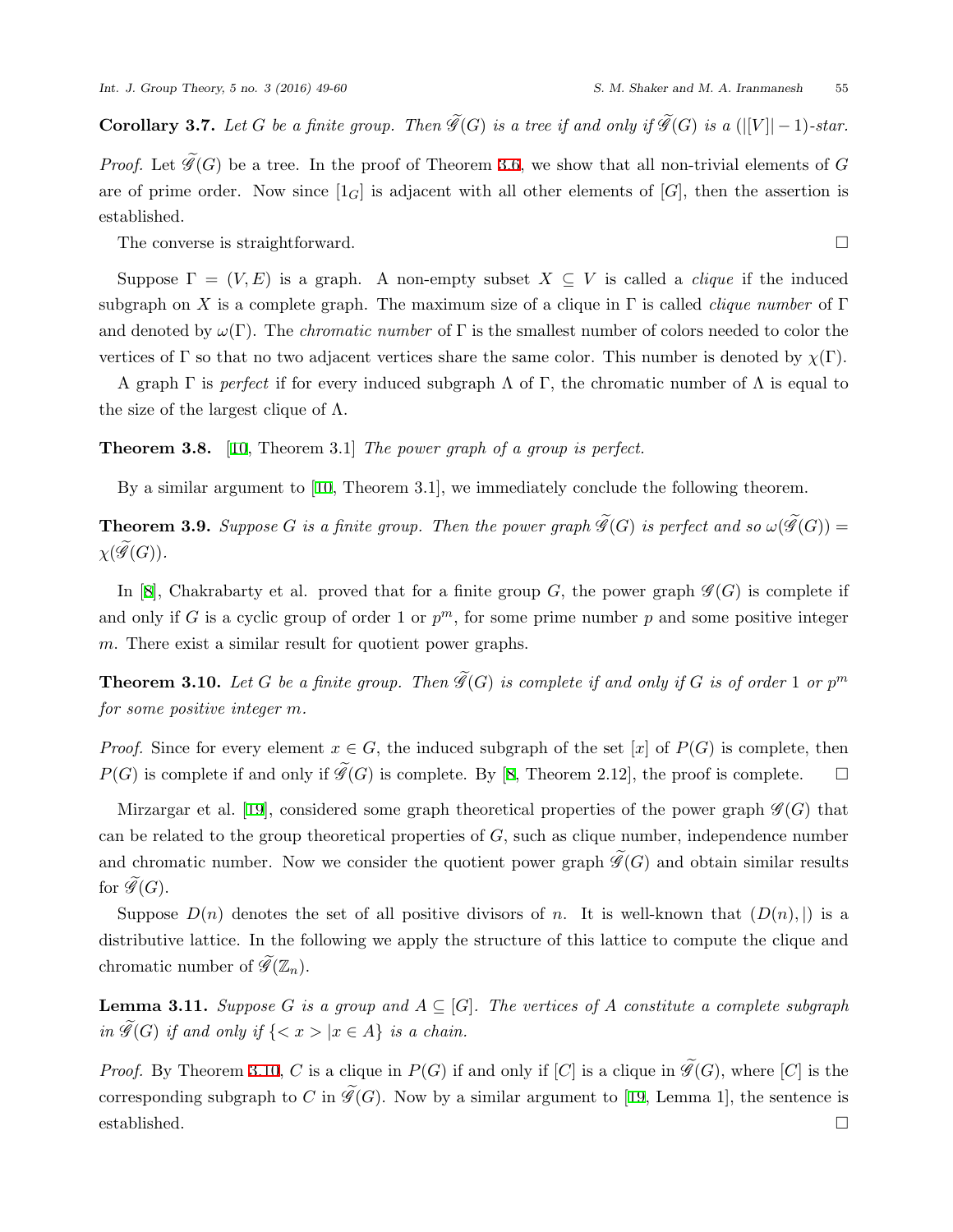**Corollary 3.7.** *Let $G$ be a finite group. Then $\widetilde{\mathscr{G}}(G)$ is a tree if and only if $\widetilde{\mathscr{G}}(G)$ is a $(|[V]|-1)$-star.*

*Proof.* Let $\widetilde{\mathscr{G}}(G)$ be a tree. In the proof of Theorem 3.6, we show that all non-trivial elements of $G$ are of prime order. Now since $[1_G]$ is adjacent with all other elements of $[G]$, then the assertion is established.

The converse is straightforward. $\square$

Suppose $\Gamma = (V, E)$ is a graph. A non-empty subset $X \subseteq V$ is called a *clique* if the induced subgraph on $X$ is a complete graph. The maximum size of a clique in $\Gamma$ is called *clique number* of $\Gamma$ and denoted by $\omega(\Gamma)$. The *chromatic number* of $\Gamma$ is the smallest number of colors needed to color the vertices of $\Gamma$ so that no two adjacent vertices share the same color. This number is denoted by $\chi(\Gamma)$.

A graph $\Gamma$ is *perfect* if for every induced subgraph $\Lambda$ of $\Gamma$, the chromatic number of $\Lambda$ is equal to the size of the largest clique of $\Lambda$.

**Theorem 3.8.** [10, Theorem 3.1] *The power graph of a group is perfect.*

By a similar argument to [10, Theorem 3.1], we immediately conclude the following theorem.

**Theorem 3.9.** *Suppose $G$ is a finite group. Then the power graph $\widetilde{\mathscr{G}}(G)$ is perfect and so $\omega(\widetilde{\mathscr{G}}(G)) = \chi(\widetilde{\mathscr{G}}(G))$.*

In [8], Chakrabarty et al. proved that for a finite group $G$, the power graph $\mathscr{G}(G)$ is complete if and only if $G$ is a cyclic group of order 1 or $p^m$, for some prime number $p$ and some positive integer $m$. There exist a similar result for quotient power graphs.

**Theorem 3.10.** *Let $G$ be a finite group. Then $\widetilde{\mathscr{G}}(G)$ is complete if and only if $G$ is of order 1 or $p^m$ for some positive integer $m$.*

*Proof.* Since for every element $x \in G$, the induced subgraph of the set $[x]$ of $P(G)$ is complete, then $P(G)$ is complete if and only if $\widetilde{\mathscr{G}}(G)$ is complete. By [8, Theorem 2.12], the proof is complete. $\square$

Mirzargar et al. [19], considered some graph theoretical properties of the power graph $\mathscr{G}(G)$ that can be related to the group theoretical properties of $G$, such as clique number, independence number and chromatic number. Now we consider the quotient power graph $\widetilde{\mathscr{G}}(G)$ and obtain similar results for $\widetilde{\mathscr{G}}(G)$.

Suppose $D(n)$ denotes the set of all positive divisors of $n$. It is well-known that $(D(n), |)$ is a distributive lattice. In the following we apply the structure of this lattice to compute the clique and chromatic number of $\widetilde{\mathscr{G}}(\mathbb{Z}_n)$.

**Lemma 3.11.** *Suppose $G$ is a group and $A \subseteq [G]$. The vertices of $A$ constitute a complete subgraph in $\widetilde{\mathscr{G}}(G)$ if and only if $\{< x > | x \in A\}$ is a chain.*

*Proof.* By Theorem 3.10, $C$ is a clique in $P(G)$ if and only if $[C]$ is a clique in $\widetilde{\mathscr{G}}(G)$, where $[C]$ is the corresponding subgraph to $C$ in $\widetilde{\mathscr{G}}(G)$. Now by a similar argument to [19, Lemma 1], the sentence is established. $\square$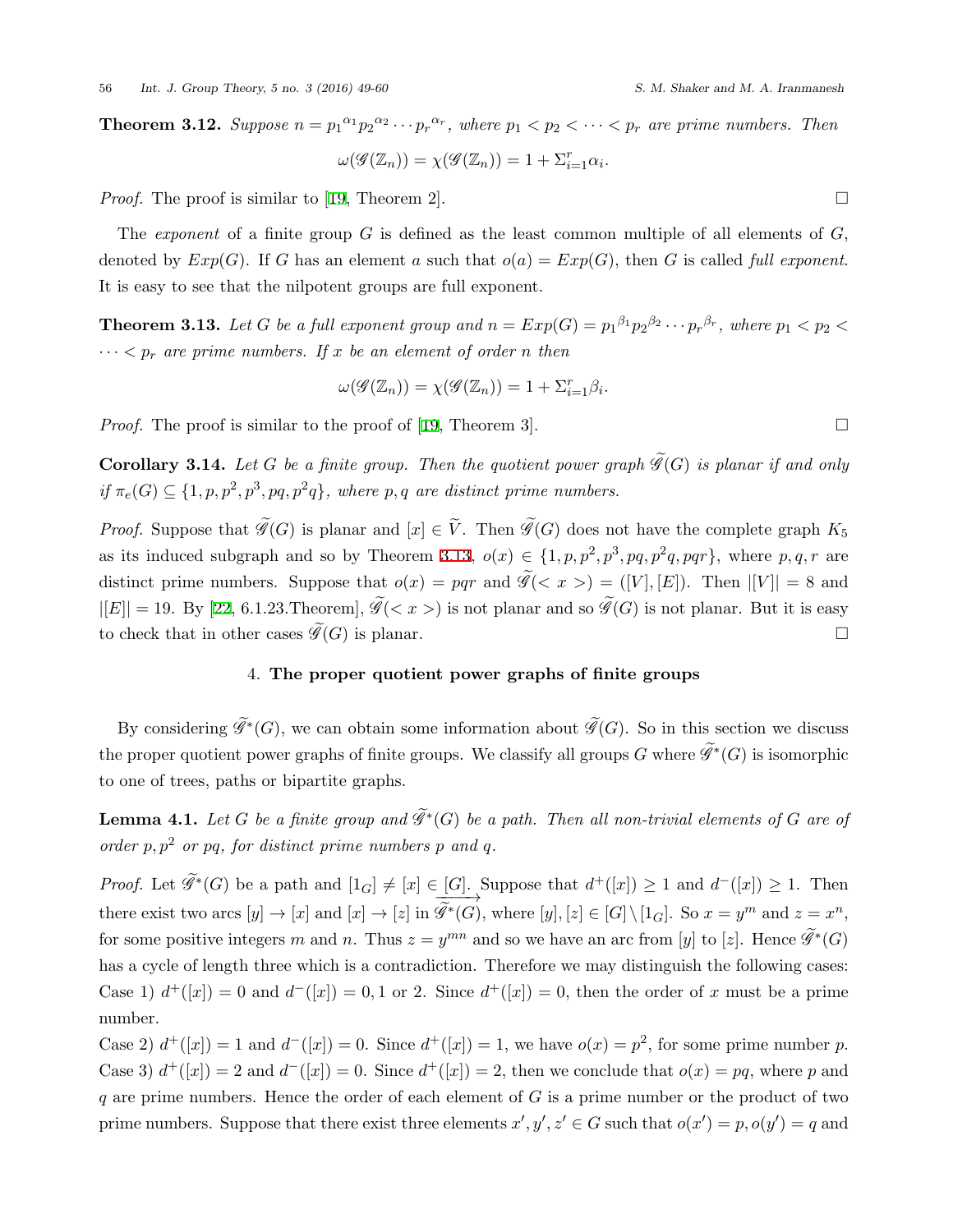**Theorem 3.12.** *Suppose $n = {p_1}^{\alpha_1}{p_2}^{\alpha_2}\cdots{p_r}^{\alpha_r}$, where $p_1 < p_2 < \cdots < p_r$ are prime numbers. Then*

$$\omega(\mathscr{G}(\mathbb{Z}_n)) = \chi(\mathscr{G}(\mathbb{Z}_n)) = 1 + \Sigma_{i=1}^{r}\alpha_i.$$

*Proof.* The proof is similar to [19, Theorem 2]. □

The *exponent* of a finite group $G$ is defined as the least common multiple of all elements of $G$, denoted by $Exp(G)$. If $G$ has an element $a$ such that $o(a) = Exp(G)$, then $G$ is called *full exponent*. It is easy to see that the nilpotent groups are full exponent.

**Theorem 3.13.** *Let $G$ be a full exponent group and $n = Exp(G) = {p_1}^{\beta_1}{p_2}^{\beta_2}\cdots{p_r}^{\beta_r}$, where $p_1 < p_2 < \cdots < p_r$ are prime numbers. If $x$ be an element of order $n$ then*

$$\omega(\mathscr{G}(\mathbb{Z}_n)) = \chi(\mathscr{G}(\mathbb{Z}_n)) = 1 + \Sigma_{i=1}^{r}\beta_i.$$

*Proof.* The proof is similar to the proof of [19, Theorem 3]. □

**Corollary 3.14.** *Let $G$ be a finite group. Then the quotient power graph $\widetilde{\mathscr{G}}(G)$ is planar if and only if $\pi_e(G) \subseteq \{1, p, p^2, p^3, pq, p^2q\}$, where $p, q$ are distinct prime numbers.*

*Proof.* Suppose that $\widetilde{\mathscr{G}}(G)$ is planar and $[x] \in \widetilde{V}$. Then $\widetilde{\mathscr{G}}(G)$ does not have the complete graph $K_5$ as its induced subgraph and so by Theorem 3.13, $o(x) \in \{1, p, p^2, p^3, pq, p^2q, pqr\}$, where $p, q, r$ are distinct prime numbers. Suppose that $o(x) = pqr$ and $\widetilde{\mathscr{G}}(< x >) = ([V], [E])$. Then $|[V]| = 8$ and $|[E]| = 19$. By [22, 6.1.23.Theorem], $\widetilde{\mathscr{G}}(< x >)$ is not planar and so $\widetilde{\mathscr{G}}(G)$ is not planar. But it is easy to check that in other cases $\widetilde{\mathscr{G}}(G)$ is planar. □

## 4. The proper quotient power graphs of finite groups

By considering $\widetilde{\mathscr{G}}^*(G)$, we can obtain some information about $\widetilde{\mathscr{G}}(G)$. So in this section we discuss the proper quotient power graphs of finite groups. We classify all groups $G$ where $\widetilde{\mathscr{G}}^*(G)$ is isomorphic to one of trees, paths or bipartite graphs.

**Lemma 4.1.** *Let $G$ be a finite group and $\widetilde{\mathscr{G}}^*(G)$ be a path. Then all non-trivial elements of $G$ are of order $p, p^2$ or $pq$, for distinct prime numbers $p$ and $q$.*

*Proof.* Let $\widetilde{\mathscr{G}}^*(G)$ be a path and $[1_G] \neq [x] \in [G]$. Suppose that $d^+([x]) \geq 1$ and $d^-([x]) \geq 1$. Then there exist two arcs $[y] \to [x]$ and $[x] \to [z]$ in $\overrightarrow{\widetilde{\mathscr{G}}^*(G)}$, where $[y], [z] \in [G] \setminus [1_G]$. So $x = y^m$ and $z = x^n$, for some positive integers $m$ and $n$. Thus $z = y^{mn}$ and so we have an arc from $[y]$ to $[z]$. Hence $\widetilde{\mathscr{G}}^*(G)$ has a cycle of length three which is a contradiction. Therefore we may distinguish the following cases:
Case 1) $d^+([x]) = 0$ and $d^-([x]) = 0, 1$ or $2$. Since $d^+([x]) = 0$, then the order of $x$ must be a prime number.
Case 2) $d^+([x]) = 1$ and $d^-([x]) = 0$. Since $d^+([x]) = 1$, we have $o(x) = p^2$, for some prime number $p$.
Case 3) $d^+([x]) = 2$ and $d^-([x]) = 0$. Since $d^+([x]) = 2$, then we conclude that $o(x) = pq$, where $p$ and $q$ are prime numbers. Hence the order of each element of $G$ is a prime number or the product of two prime numbers. Suppose that there exist three elements $x', y', z' \in G$ such that $o(x') = p, o(y') = q$ and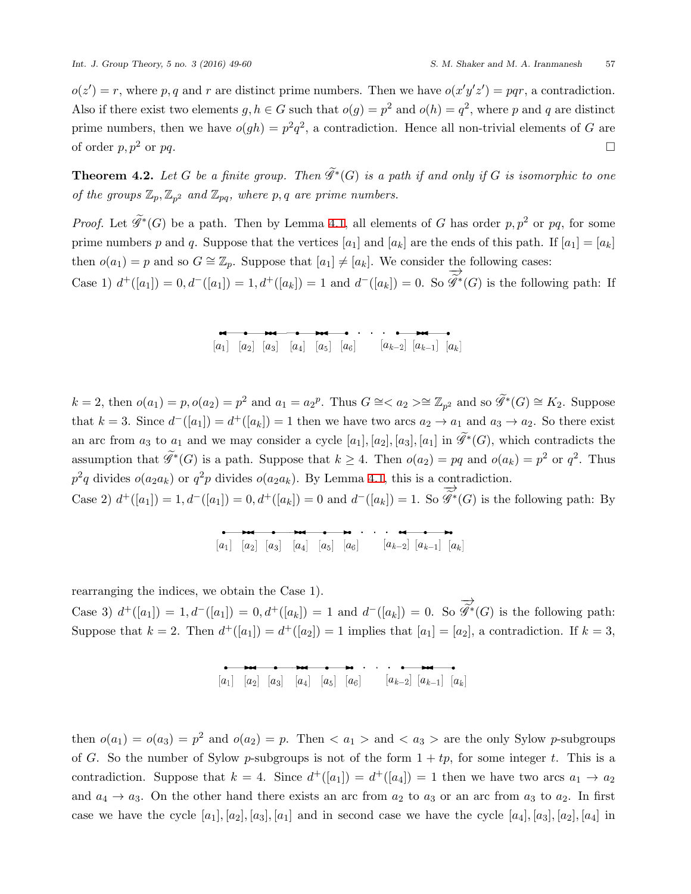$o(z') = r$, where $p, q$ and $r$ are distinct prime numbers. Then we have $o(x'y'z') = pqr$, a contradiction. Also if there exist two elements $g, h \in G$ such that $o(g) = p^2$ and $o(h) = q^2$, where $p$ and $q$ are distinct prime numbers, then we have $o(gh) = p^2q^2$, a contradiction. Hence all non-trivial elements of $G$ are of order $p, p^2$ or $pq$. $\square$

**Theorem 4.2.** *Let $G$ be a finite group. Then $\widetilde{\mathscr{G}}^*(G)$ is a path if and only if $G$ is isomorphic to one of the groups $\mathbb{Z}_p, \mathbb{Z}_{p^2}$ and $\mathbb{Z}_{pq}$, where $p, q$ are prime numbers.*

*Proof.* Let $\widetilde{\mathscr{G}}^*(G)$ be a path. Then by Lemma 4.1, all elements of $G$ has order $p, p^2$ or $pq$, for some prime numbers $p$ and $q$. Suppose that the vertices $[a_1]$ and $[a_k]$ are the ends of this path. If $[a_1] = [a_k]$ then $o(a_1) = p$ and so $G \cong \mathbb{Z}_p$. Suppose that $[a_1] \neq [a_k]$. We consider the following cases:

Case 1) $d^+([a_1]) = 0, d^-([a_1]) = 1, d^+([a_k]) = 1$ and $d^-([a_k]) = 0$. So $\overrightarrow{\widetilde{\mathscr{G}}^*}(G)$ is the following path: If

$[a_1]$ $[a_2]$ $[a_3]$ $[a_4]$ $[a_5]$ $[a_6]$ $\cdots$ $[a_{k-2}]$ $[a_{k-1}]$ $[a_k]$

$k = 2$, then $o(a_1) = p, o(a_2) = p^2$ and $a_1 = a_2{}^p$. Thus $G \cong < a_2 > \cong \mathbb{Z}_{p^2}$ and so $\widetilde{\mathscr{G}}^*(G) \cong K_2$. Suppose that $k = 3$. Since $d^-([a_1]) = d^+([a_k]) = 1$ then we have two arcs $a_2 \to a_1$ and $a_3 \to a_2$. So there exist an arc from $a_3$ to $a_1$ and we may consider a cycle $[a_1], [a_2], [a_3], [a_1]$ in $\widetilde{\mathscr{G}}^*(G)$, which contradicts the assumption that $\widetilde{\mathscr{G}}^*(G)$ is a path. Suppose that $k \geq 4$. Then $o(a_2) = pq$ and $o(a_k) = p^2$ or $q^2$. Thus $p^2q$ divides $o(a_2a_k)$ or $q^2p$ divides $o(a_2a_k)$. By Lemma 4.1, this is a contradiction.

Case 2) $d^+([a_1]) = 1, d^-([a_1]) = 0, d^+([a_k]) = 0$ and $d^-([a_k]) = 1$. So $\overrightarrow{\widetilde{\mathscr{G}}^*}(G)$ is the following path: By

$[a_1]$ $[a_2]$ $[a_3]$ $[a_4]$ $[a_5]$ $[a_6]$ $\cdots$ $[a_{k-2}]$ $[a_{k-1}]$ $[a_k]$

rearranging the indices, we obtain the Case 1).

Case 3) $d^+([a_1]) = 1, d^-([a_1]) = 0, d^+([a_k]) = 1$ and $d^-([a_k]) = 0$. So $\overrightarrow{\widetilde{\mathscr{G}}^*}(G)$ is the following path: Suppose that $k = 2$. Then $d^+([a_1]) = d^+([a_2]) = 1$ implies that $[a_1] = [a_2]$, a contradiction. If $k = 3$,

$[a_1]$ $[a_2]$ $[a_3]$ $[a_4]$ $[a_5]$ $[a_6]$ $\cdots$ $[a_{k-2}]$ $[a_{k-1}]$ $[a_k]$

then $o(a_1) = o(a_3) = p^2$ and $o(a_2) = p$. Then $< a_1 >$ and $< a_3 >$ are the only Sylow $p$-subgroups of $G$. So the number of Sylow $p$-subgroups is not of the form $1 + tp$, for some integer $t$. This is a contradiction. Suppose that $k = 4$. Since $d^+([a_1]) = d^+([a_4]) = 1$ then we have two arcs $a_1 \to a_2$ and $a_4 \to a_3$. On the other hand there exists an arc from $a_2$ to $a_3$ or an arc from $a_3$ to $a_2$. In first case we have the cycle $[a_1], [a_2], [a_3], [a_1]$ and in second case we have the cycle $[a_4], [a_3], [a_2], [a_4]$ in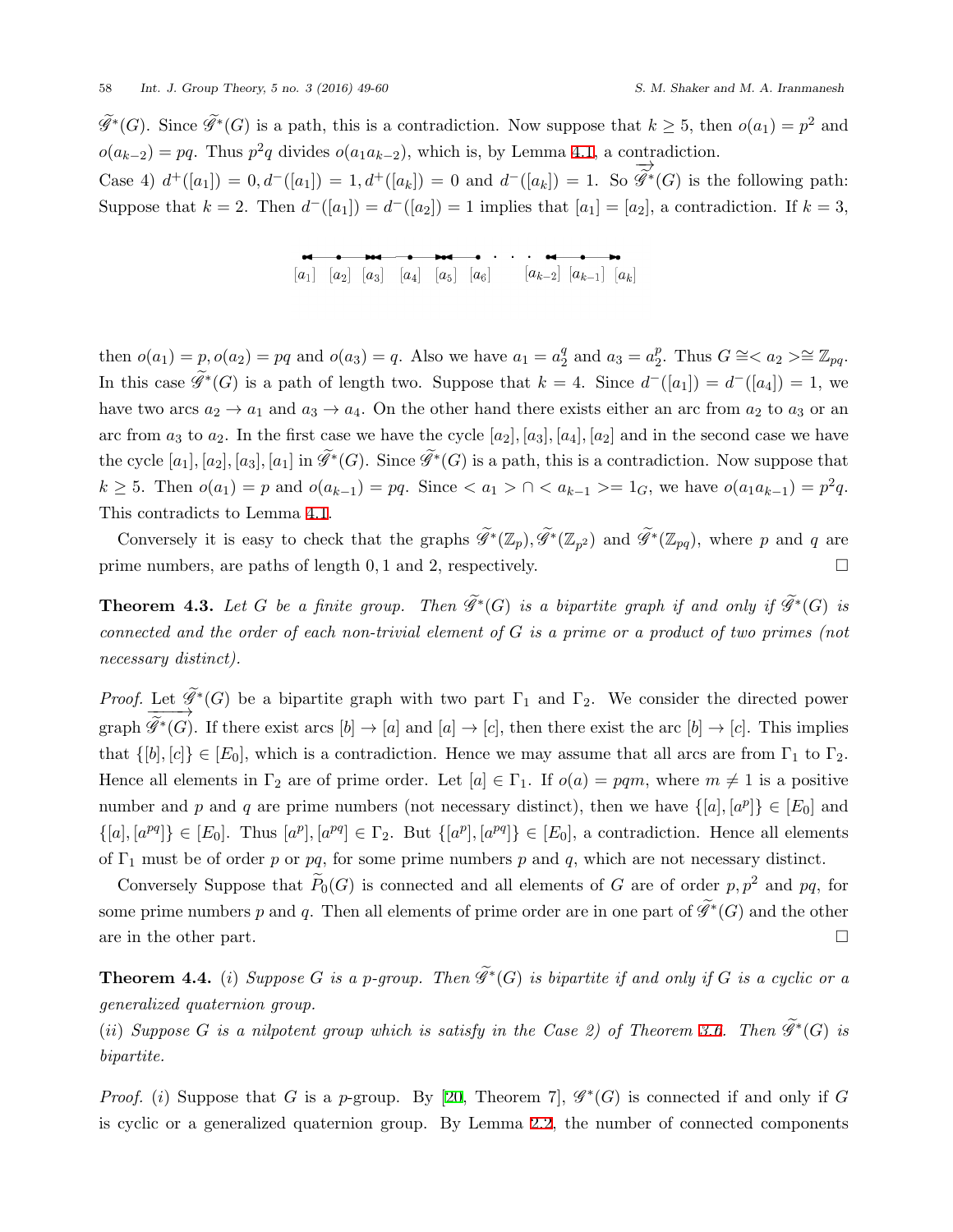$\widetilde{\mathscr{G}}^*(G)$. Since $\widetilde{\mathscr{G}}^*(G)$ is a path, this is a contradiction. Now suppose that $k \geq 5$, then $o(a_1) = p^2$ and $o(a_{k-2}) = pq$. Thus $p^2q$ divides $o(a_1 a_{k-2})$, which is, by Lemma 4.1, a contradiction.

Case 4) $d^+([a_1]) = 0, d^-([a_1]) = 1, d^+([a_k]) = 0$ and $d^-([a_k]) = 1$. So $\overrightarrow{\widetilde{\mathscr{G}}^*}(G)$ is the following path: Suppose that $k = 2$. Then $d^-([a_1]) = d^-([a_2]) = 1$ implies that $[a_1] = [a_2]$, a contradiction. If $k = 3$,

$$[a_1] \leftarrow [a_2] \rightarrow [a_3] \leftarrow [a_4] \rightarrow [a_5] \leftarrow [a_6] \cdots [a_{k-2}] \leftarrow [a_{k-1}] \rightarrow [a_k]$$

then $o(a_1) = p, o(a_2) = pq$ and $o(a_3) = q$. Also we have $a_1 = a_2^q$ and $a_3 = a_2^p$. Thus $G \cong < a_2 > \cong \mathbb{Z}_{pq}$. In this case $\widetilde{\mathscr{G}}^*(G)$ is a path of length two. Suppose that $k = 4$. Since $d^-([a_1]) = d^-([a_4]) = 1$, we have two arcs $a_2 \to a_1$ and $a_3 \to a_4$. On the other hand there exists either an arc from $a_2$ to $a_3$ or an arc from $a_3$ to $a_2$. In the first case we have the cycle $[a_2], [a_3], [a_4], [a_2]$ and in the second case we have the cycle $[a_1], [a_2], [a_3], [a_1]$ in $\widetilde{\mathscr{G}}^*(G)$. Since $\widetilde{\mathscr{G}}^*(G)$ is a path, this is a contradiction. Now suppose that $k \geq 5$. Then $o(a_1) = p$ and $o(a_{k-1}) = pq$. Since $< a_1 > \cap < a_{k-1} > = 1_G$, we have $o(a_1 a_{k-1}) = p^2q$. This contradicts to Lemma 4.1.

Conversely it is easy to check that the graphs $\widetilde{\mathscr{G}}^*(\mathbb{Z}_p), \widetilde{\mathscr{G}}^*(\mathbb{Z}_{p^2})$ and $\widetilde{\mathscr{G}}^*(\mathbb{Z}_{pq})$, where $p$ and $q$ are prime numbers, are paths of length 0, 1 and 2, respectively. □

**Theorem 4.3.** *Let $G$ be a finite group. Then $\widetilde{\mathscr{G}}^*(G)$ is a bipartite graph if and only if $\widetilde{\mathscr{G}}^*(G)$ is connected and the order of each non-trivial element of $G$ is a prime or a product of two primes (not necessary distinct).*

*Proof.* Let $\widetilde{\mathscr{G}}^*(G)$ be a bipartite graph with two part $\Gamma_1$ and $\Gamma_2$. We consider the directed power graph $\overrightarrow{\widetilde{\mathscr{G}}^*(G)}$. If there exist arcs $[b] \to [a]$ and $[a] \to [c]$, then there exist the arc $[b] \to [c]$. This implies that $\{[b], [c]\} \in [E_0]$, which is a contradiction. Hence we may assume that all arcs are from $\Gamma_1$ to $\Gamma_2$. Hence all elements in $\Gamma_2$ are of prime order. Let $[a] \in \Gamma_1$. If $o(a) = pqm$, where $m \neq 1$ is a positive number and $p$ and $q$ are prime numbers (not necessary distinct), then we have $\{[a], [a^p]\} \in [E_0]$ and $\{[a], [a^{pq}]\} \in [E_0]$. Thus $[a^p], [a^{pq}] \in \Gamma_2$. But $\{[a^p], [a^{pq}]\} \in [E_0]$, a contradiction. Hence all elements of $\Gamma_1$ must be of order $p$ or $pq$, for some prime numbers $p$ and $q$, which are not necessary distinct.

Conversely Suppose that $\widetilde{P}_0(G)$ is connected and all elements of $G$ are of order $p, p^2$ and $pq$, for some prime numbers $p$ and $q$. Then all elements of prime order are in one part of $\widetilde{\mathscr{G}}^*(G)$ and the other are in the other part. □

**Theorem 4.4.** (*i*) *Suppose $G$ is a $p$-group. Then $\widetilde{\mathscr{G}}^*(G)$ is bipartite if and only if $G$ is a cyclic or a generalized quaternion group.*

(*ii*) *Suppose $G$ is a nilpotent group which is satisfy in the Case 2) of Theorem 3.6. Then $\widetilde{\mathscr{G}}^*(G)$ is bipartite.*

*Proof.* (*i*) Suppose that $G$ is a $p$-group. By [20, Theorem 7], $\mathscr{G}^*(G)$ is connected if and only if $G$ is cyclic or a generalized quaternion group. By Lemma 2.2, the number of connected components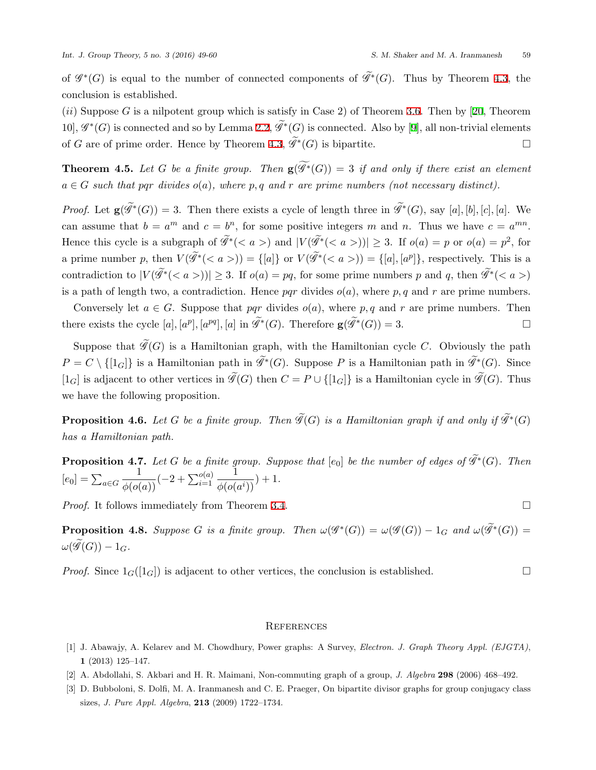of $\mathscr{G}^*(G)$ is equal to the number of connected components of $\widetilde{\mathscr{G}}^*(G)$. Thus by Theorem 4.3, the conclusion is established.

$(ii)$ Suppose $G$ is a nilpotent group which is satisfy in Case 2) of Theorem 3.6. Then by [20, Theorem 10], $\mathscr{G}^*(G)$ is connected and so by Lemma 2.2, $\widetilde{\mathscr{G}}^*(G)$ is connected. Also by [9], all non-trivial elements of $G$ are of prime order. Hence by Theorem 4.3, $\widetilde{\mathscr{G}}^*(G)$ is bipartite. □

**Theorem 4.5.** *Let $G$ be a finite group. Then $\mathbf{g}(\widetilde{\mathscr{G}}^*(G)) = 3$ if and only if there exist an element $a \in G$ such that $pqr$ divides $o(a)$, where $p, q$ and $r$ are prime numbers (not necessary distinct).*

*Proof.* Let $\mathbf{g}(\widetilde{\mathscr{G}}^*(G)) = 3$. Then there exists a cycle of length three in $\widetilde{\mathscr{G}}^*(G)$, say $[a], [b], [c], [a]$. We can assume that $b = a^m$ and $c = b^n$, for some positive integers $m$ and $n$. Thus we have $c = a^{mn}$. Hence this cycle is a subgraph of $\widetilde{\mathscr{G}}^*(<a>)$ and $|V(\widetilde{\mathscr{G}}^*(<a>))| \geq 3$. If $o(a) = p$ or $o(a) = p^2$, for a prime number $p$, then $V(\widetilde{\mathscr{G}}^*(<a>)) = \{[a]\}$ or $V(\widetilde{\mathscr{G}}^*(<a>)) = \{[a], [a^p]\}$, respectively. This is a contradiction to $|V(\widetilde{\mathscr{G}}^*(<a>))| \geq 3$. If $o(a) = pq$, for some prime numbers $p$ and $q$, then $\widetilde{\mathscr{G}}^*(<a>)$ is a path of length two, a contradiction. Hence $pqr$ divides $o(a)$, where $p, q$ and $r$ are prime numbers.

Conversely let $a \in G$. Suppose that $pqr$ divides $o(a)$, where $p, q$ and $r$ are prime numbers. Then there exists the cycle $[a], [a^p], [a^{pq}], [a]$ in $\widetilde{\mathscr{G}}^*(G)$. Therefore $\mathbf{g}(\widetilde{\mathscr{G}}^*(G)) = 3$. □

Suppose that $\widetilde{\mathscr{G}}(G)$ is a Hamiltonian graph, with the Hamiltonian cycle $C$. Obviously the path $P = C \setminus \{[1_G]\}$ is a Hamiltonian path in $\widetilde{\mathscr{G}}^*(G)$. Suppose $P$ is a Hamiltonian path in $\widetilde{\mathscr{G}}^*(G)$. Since $[1_G]$ is adjacent to other vertices in $\widetilde{\mathscr{G}}(G)$ then $C = P \cup \{[1_G]\}$ is a Hamiltonian cycle in $\widetilde{\mathscr{G}}(G)$. Thus we have the following proposition.

**Proposition 4.6.** *Let $G$ be a finite group. Then $\widetilde{\mathscr{G}}(G)$ is a Hamiltonian graph if and only if $\widetilde{\mathscr{G}}^*(G)$ has a Hamiltonian path.*

**Proposition 4.7.** *Let $G$ be a finite group. Suppose that $[e_0]$ be the number of edges of $\widetilde{\mathscr{G}}^*(G)$. Then* $[e_0] = \sum_{a \in G} \dfrac{1}{\phi(o(a))}(-2 + \sum_{i=1}^{o(a)} \dfrac{1}{\phi(o(a^i))}) + 1$.

*Proof.* It follows immediately from Theorem 3.4. □

**Proposition 4.8.** *Suppose $G$ is a finite group. Then $\omega(\mathscr{G}^*(G)) = \omega(\mathscr{G}(G)) - 1_G$ and $\omega(\widetilde{\mathscr{G}}^*(G)) = \omega(\widetilde{\mathscr{G}}(G)) - 1_G$.*

*Proof.* Since $1_G([1_G])$ is adjacent to other vertices, the conclusion is established. □

## References

[1] J. Abawajy, A. Kelarev and M. Chowdhury, Power graphs: A Survey, *Electron. J. Graph Theory Appl. (EJGTA)*, **1** (2013) 125–147.

[2] A. Abdollahi, S. Akbari and H. R. Maimani, Non-commuting graph of a group, *J. Algebra* **298** (2006) 468–492.

[3] D. Bubboloni, S. Dolfi, M. A. Iranmanesh and C. E. Praeger, On bipartite divisor graphs for group conjugacy class sizes, *J. Pure Appl. Algebra*, **213** (2009) 1722–1734.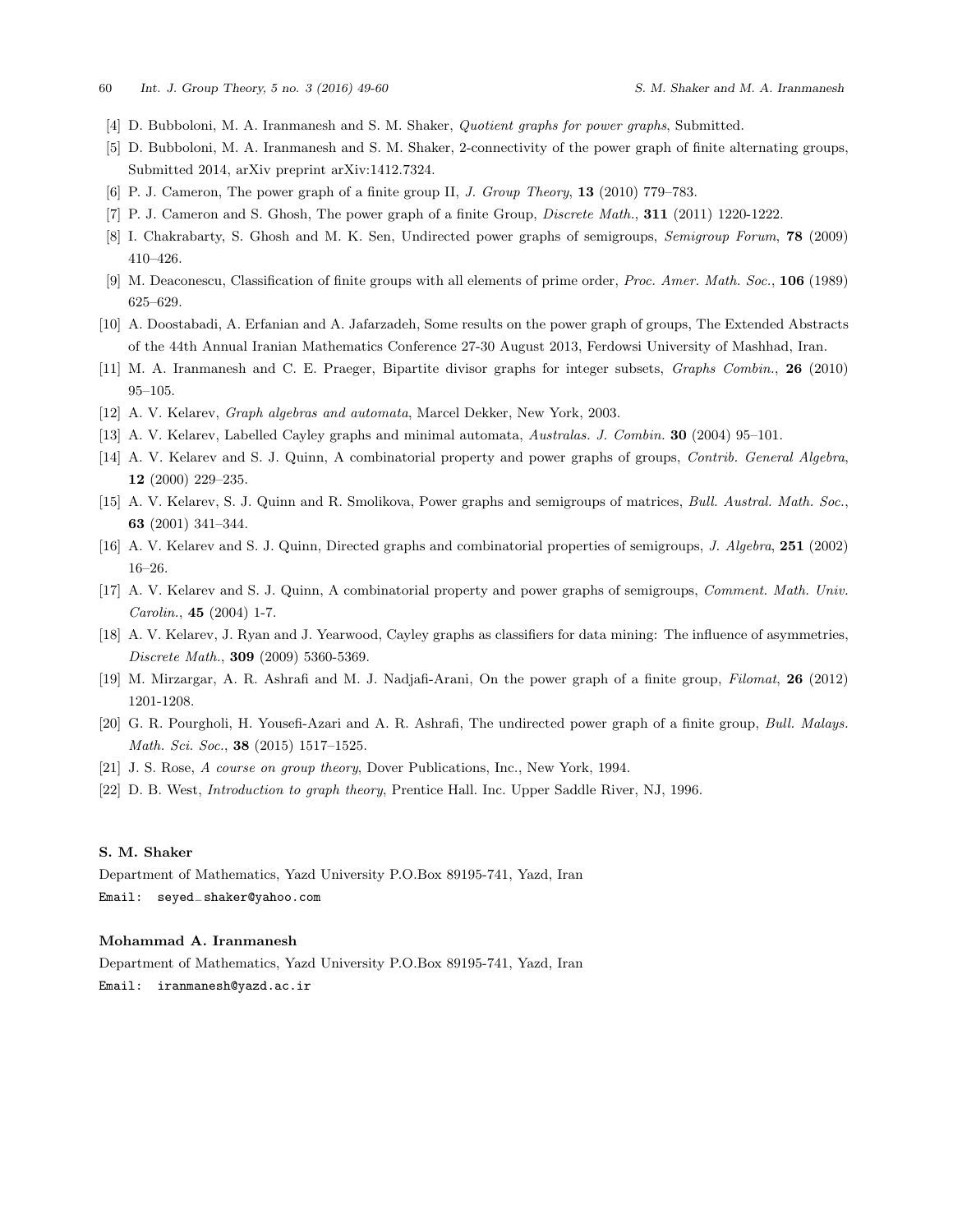[4] D. Bubboloni, M. A. Iranmanesh and S. M. Shaker, *Quotient graphs for power graphs*, Submitted.

[5] D. Bubboloni, M. A. Iranmanesh and S. M. Shaker, 2-connectivity of the power graph of finite alternating groups, Submitted 2014, arXiv preprint arXiv:1412.7324.

[6] P. J. Cameron, The power graph of a finite group II, *J. Group Theory*, **13** (2010) 779–783.

[7] P. J. Cameron and S. Ghosh, The power graph of a finite Group, *Discrete Math.*, **311** (2011) 1220-1222.

[8] I. Chakrabarty, S. Ghosh and M. K. Sen, Undirected power graphs of semigroups, *Semigroup Forum*, **78** (2009) 410–426.

[9] M. Deaconescu, Classification of finite groups with all elements of prime order, *Proc. Amer. Math. Soc.*, **106** (1989) 625–629.

[10] A. Doostabadi, A. Erfanian and A. Jafarzadeh, Some results on the power graph of groups, The Extended Abstracts of the 44th Annual Iranian Mathematics Conference 27-30 August 2013, Ferdowsi University of Mashhad, Iran.

[11] M. A. Iranmanesh and C. E. Praeger, Bipartite divisor graphs for integer subsets, *Graphs Combin.*, **26** (2010) 95–105.

[12] A. V. Kelarev, *Graph algebras and automata*, Marcel Dekker, New York, 2003.

[13] A. V. Kelarev, Labelled Cayley graphs and minimal automata, *Australas. J. Combin.* **30** (2004) 95–101.

[14] A. V. Kelarev and S. J. Quinn, A combinatorial property and power graphs of groups, *Contrib. General Algebra*, **12** (2000) 229–235.

[15] A. V. Kelarev, S. J. Quinn and R. Smolikova, Power graphs and semigroups of matrices, *Bull. Austral. Math. Soc.*, **63** (2001) 341–344.

[16] A. V. Kelarev and S. J. Quinn, Directed graphs and combinatorial properties of semigroups, *J. Algebra*, **251** (2002) 16–26.

[17] A. V. Kelarev and S. J. Quinn, A combinatorial property and power graphs of semigroups, *Comment. Math. Univ. Carolin.*, **45** (2004) 1-7.

[18] A. V. Kelarev, J. Ryan and J. Yearwood, Cayley graphs as classifiers for data mining: The influence of asymmetries, *Discrete Math.*, **309** (2009) 5360-5369.

[19] M. Mirzargar, A. R. Ashrafi and M. J. Nadjafi-Arani, On the power graph of a finite group, *Filomat*, **26** (2012) 1201-1208.

[20] G. R. Pourgholi, H. Yousefi-Azari and A. R. Ashrafi, The undirected power graph of a finite group, *Bull. Malays. Math. Sci. Soc.*, **38** (2015) 1517–1525.

[21] J. S. Rose, *A course on group theory*, Dover Publications, Inc., New York, 1994.

[22] D. B. West, *Introduction to graph theory*, Prentice Hall. Inc. Upper Saddle River, NJ, 1996.

**S. M. Shaker**

Department of Mathematics, Yazd University P.O.Box 89195-741, Yazd, Iran

Email: seyed_shaker@yahoo.com

**Mohammad A. Iranmanesh**

Department of Mathematics, Yazd University P.O.Box 89195-741, Yazd, Iran

Email: iranmanesh@yazd.ac.ir